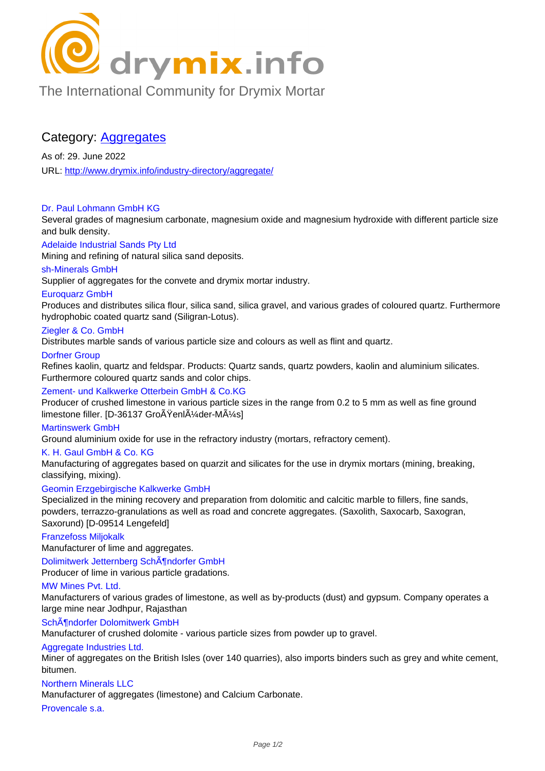drymix.info

The International Community for Drymix Mortar

## Category: Aggregates

As of: 29. June 2022

URL: http://www.drymix.info/industry-directory/aggregate/

**Dr. Paul Lohmann GmbH KG**
Several grades of magnesium carbonate, magnesium oxide and magnesium hydroxide with different particle size and bulk density.

**Adelaide Industrial Sands Pty Ltd**
Mining and refining of natural silica sand deposits.

**sh-Minerals GmbH**
Supplier of aggregates for the convete and drymix mortar industry.

**Euroquarz GmbH**
Produces and distributes silica flour, silica sand, silica gravel, and various grades of coloured quartz. Furthermore hydrophobic coated quartz sand (Siligran-Lotus).

**Ziegler & Co. GmbH**
Distributes marble sands of various particle size and colours as well as flint and quartz.

**Dorfner Group**
Refines kaolin, quartz and feldspar. Products: Quartz sands, quartz powders, kaolin and aluminium silicates. Furthermore coloured quartz sands and color chips.

**Zement- und Kalkwerke Otterbein GmbH & Co.KG**
Producer of crushed limestone in various particle sizes in the range from 0.2 to 5 mm as well as fine ground limestone filler. [D-36137 GroÃŸenlÃ¼der-MÃ¼s]

**Martinswerk GmbH**
Ground aluminium oxide for use in the refractory industry (mortars, refractory cement).

**K. H. Gaul GmbH & Co. KG**
Manufacturing of aggregates based on quarzit and silicates for the use in drymix mortars (mining, breaking, classifying, mixing).

**Geomin Erzgebirgische Kalkwerke GmbH**
Specialized in the mining recovery and preparation from dolomitic and calcitic marble to fillers, fine sands, powders, terrazzo-granulations as well as road and concrete aggregates. (Saxolith, Saxocarb, Saxogran, Saxorund) [D-09514 Lengefeld]

**Franzefoss Miljokalk**
Manufacturer of lime and aggregates.

**Dolimitwerk Jetternberg SchÃ¶ndorfer GmbH**
Producer of lime in various particle gradations.

**MW Mines Pvt. Ltd.**
Manufacturers of various grades of limestone, as well as by-products (dust) and gypsum. Company operates a large mine near Jodhpur, Rajasthan

**SchÃ¶ndorfer Dolomitwerk GmbH**
Manufacturer of crushed dolomite - various particle sizes from powder up to gravel.

**Aggregate Industries Ltd.**
Miner of aggregates on the British Isles (over 140 quarries), also imports binders such as grey and white cement, bitumen.

**Northern Minerals LLC**
Manufacturer of aggregates (limestone) and Calcium Carbonate.

**Provencale s.a.**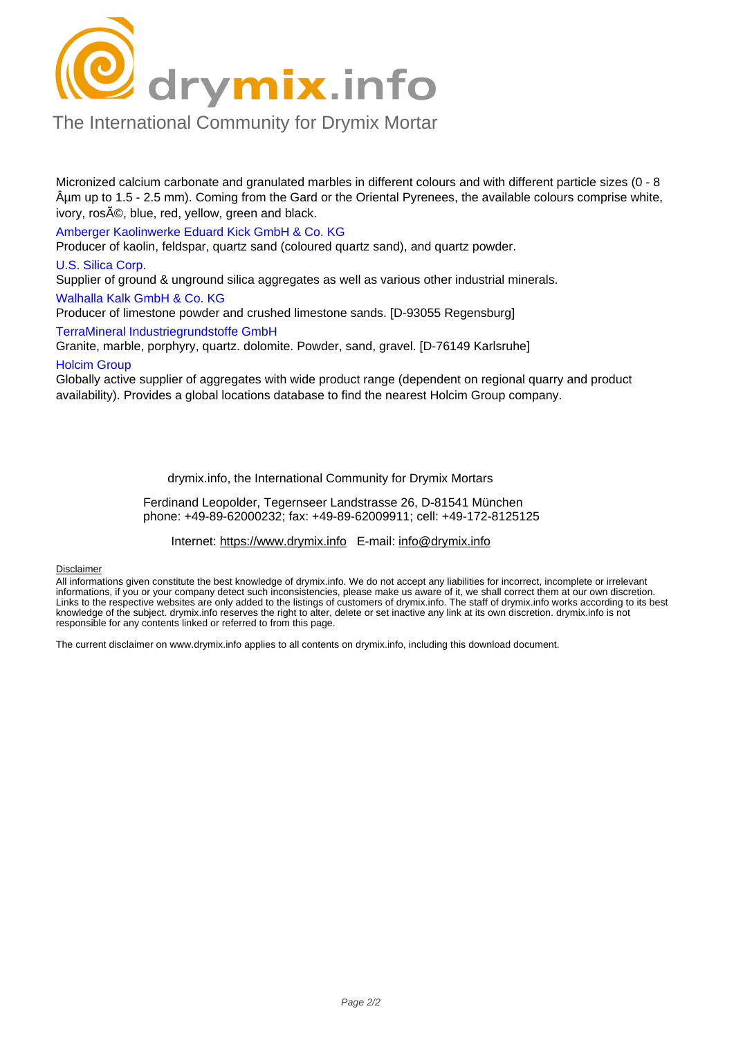# drymix.info

The International Community for Drymix Mortar

Micronized calcium carbonate and granulated marbles in different colours and with different particle sizes (0 - 8 Âµm up to 1.5 - 2.5 mm). Coming from the Gard or the Oriental Pyrenees, the available colours comprise white, ivory, rosÃ©, blue, red, yellow, green and black.

Amberger Kaolinwerke Eduard Kick GmbH & Co. KG
Producer of kaolin, feldspar, quartz sand (coloured quartz sand), and quartz powder.

U.S. Silica Corp.
Supplier of ground & unground silica aggregates as well as various other industrial minerals.

Walhalla Kalk GmbH & Co. KG
Producer of limestone powder and crushed limestone sands. [D-93055 Regensburg]

TerraMineral Industriegrundstoffe GmbH
Granite, marble, porphyry, quartz. dolomite. Powder, sand, gravel. [D-76149 Karlsruhe]

Holcim Group
Globally active supplier of aggregates with wide product range (dependent on regional quarry and product availability). Provides a global locations database to find the nearest Holcim Group company.

drymix.info, the International Community for Drymix Mortars

Ferdinand Leopolder, Tegernseer Landstrasse 26, D-81541 München
phone: +49-89-62000232; fax: +49-89-62009911; cell: +49-172-8125125

Internet: https://www.drymix.info E-mail: info@drymix.info

Disclaimer

All informations given constitute the best knowledge of drymix.info. We do not accept any liabilities for incorrect, incomplete or irrelevant informations, if you or your company detect such inconsistencies, please make us aware of it, we shall correct them at our own discretion. Links to the respective websites are only added to the listings of customers of drymix.info. The staff of drymix.info works according to its best knowledge of the subject. drymix.info reserves the right to alter, delete or set inactive any link at its own discretion. drymix.info is not responsible for any contents linked or referred to from this page.

The current disclaimer on www.drymix.info applies to all contents on drymix.info, including this download document.